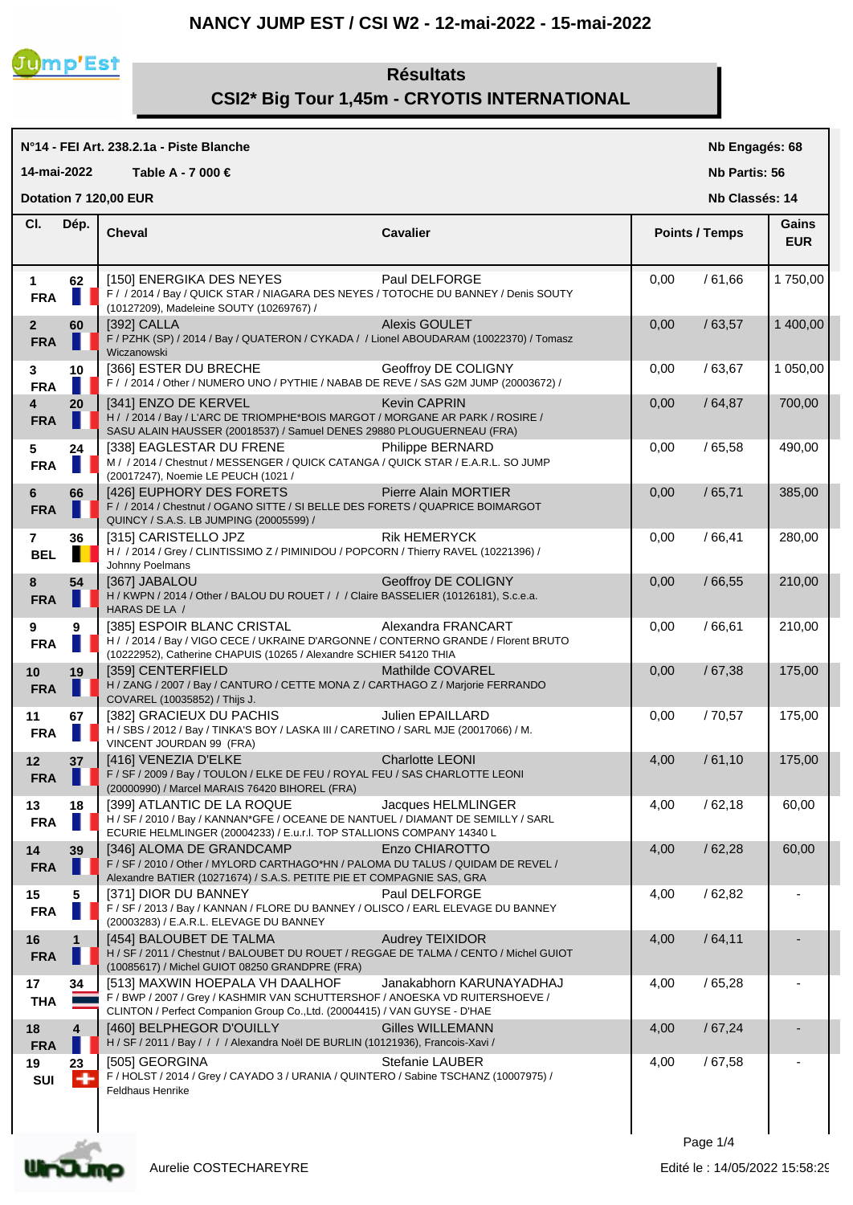# NANCY JUMP EST / CSI W2 - 12-mai-2022 - 15-mai-2022

## Résultats

## CSI2* Big Tour 1,45m - CRYOTIS INTERNATIONAL

**N°14 - FEI Art. 238.2.1a - Piste Blanche**

**14-mai-2022** **Table A - 7 000 €**

**Dotation 7 120,00 EUR**

**Nb Engagés: 68**

**Nb Partis: 56**

**Nb Classés: 14**

| Cl. | Dép. | Cheval | Cavalier | Points / Temps | Gains EUR |
|---|---|---|---|---|---|
| 1 FRA | 62 | [150] ENERGIKA DES NEYES<br>F / / 2014 / Bay / QUICK STAR / NIAGARA DES NEYES / TOTOCHE DU BANNEY / Denis SOUTY (10127209), Madeleine SOUTY (10269767) / | Paul DELFORGE | 0,00 / 61,66 | 1 750,00 |
| 2 FRA | 60 | [392] CALLA<br>F / PZHK (SP) / 2014 / Bay / QUATERON / CYKADA / / Lionel ABOUDARAM (10022370) / Tomasz Wiczanowski | Alexis GOULET | 0,00 / 63,57 | 1 400,00 |
| 3 FRA | 10 | [366] ESTER DU BRECHE<br>F / / 2014 / Other / NUMERO UNO / PYTHIE / NABAB DE REVE / SAS G2M JUMP (20003672) / | Geoffroy DE COLIGNY | 0,00 / 63,67 | 1 050,00 |
| 4 FRA | 20 | [341] ENZO DE KERVEL<br>H / / 2014 / Bay / L'ARC DE TRIOMPHE*BOIS MARGOT / MORGANE AR PARK / ROSIRE / SASU ALAIN HAUSSER (20018537) / Samuel DENES 29880 PLOUGUERNEAU (FRA) | Kevin CAPRIN | 0,00 / 64,87 | 700,00 |
| 5 FRA | 24 | [338] EAGLESTAR DU FRENE<br>M / / 2014 / Chestnut / MESSENGER / QUICK CATANGA / QUICK STAR / E.A.R.L. SO JUMP (20017247), Noemie LE PEUCH (1021 / | Philippe BERNARD | 0,00 / 65,58 | 490,00 |
| 6 FRA | 66 | [426] EUPHORY DES FORETS<br>F / / 2014 / Chestnut / OGANO SITTE / SI BELLE DES FORETS / QUAPRICE BOIMARGOT QUINCY / S.A.S. LB JUMPING (20005599) / | Pierre Alain MORTIER | 0,00 / 65,71 | 385,00 |
| 7 BEL | 36 | [315] CARISTELLO JPZ<br>H / / 2014 / Grey / CLINTISSIMO Z / PIMINIDOU / POPCORN / Thierry RAVEL (10221396) / Johnny Poelmans | Rik HEMERYCK | 0,00 / 66,41 | 280,00 |
| 8 FRA | 54 | [367] JABALOU<br>H / KWPN / 2014 / Other / BALOU DU ROUET / / / Claire BASSELIER (10126181), S.c.e.a. HARAS DE LA / | Geoffroy DE COLIGNY | 0,00 / 66,55 | 210,00 |
| 9 FRA | 9 | [385] ESPOIR BLANC CRISTAL<br>H / / 2014 / Bay / VIGO CECE / UKRAINE D'ARGONNE / CONTERNO GRANDE / Florent BRUTO (10222952), Catherine CHAPUIS (10265 / Alexandre SCHIER 54120 THIA | Alexandra FRANCART | 0,00 / 66,61 | 210,00 |
| 10 FRA | 19 | [359] CENTERFIELD<br>H / ZANG / 2007 / Bay / CANTURO / CETTE MONA Z / CARTHAGO Z / Marjorie FERRANDO COVAREL (10035852) / Thijs J. | Mathilde COVAREL | 0,00 / 67,38 | 175,00 |
| 11 FRA | 67 | [382] GRACIEUX DU PACHIS<br>H / SBS / 2012 / Bay / TINKA'S BOY / LASKA III / CARETINO / SARL MJE (20017066) / M. VINCENT JOURDAN 99 (FRA) | Julien EPAILLARD | 0,00 / 70,57 | 175,00 |
| 12 FRA | 37 | [416] VENEZIA D'ELKE<br>F / SF / 2009 / Bay / TOULON / ELKE DE FEU / ROYAL FEU / SAS CHARLOTTE LEONI (20000990) / Marcel MARAIS 76420 BIHOREL (FRA) | Charlotte LEONI | 4,00 / 61,10 | 175,00 |
| 13 FRA | 18 | [399] ATLANTIC DE LA ROQUE<br>H / SF / 2010 / Bay / KANNAN*GFE / OCEANE DE NANTUEL / DIAMANT DE SEMILLY / SARL ECURIE HELMLINGER (20004233) / E.u.r.l. TOP STALLIONS COMPANY 14340 L | Jacques HELMLINGER | 4,00 / 62,18 | 60,00 |
| 14 FRA | 39 | [346] ALOMA DE GRANDCAMP<br>F / SF / 2010 / Other / MYLORD CARTHAGO*HN / PALOMA DU TALUS / QUIDAM DE REVEL / Alexandre BATIER (10271674) / S.A.S. PETITE PIE ET COMPAGNIE SAS, GRA | Enzo CHIAROTTO | 4,00 / 62,28 | 60,00 |
| 15 FRA | 5 | [371] DIOR DU BANNEY<br>F / SF / 2013 / Bay / KANNAN / FLORE DU BANNEY / OLISCO / EARL ELEVAGE DU BANNEY (20003283) / E.A.R.L. ELEVAGE DU BANNEY | Paul DELFORGE | 4,00 / 62,82 | - |
| 16 FRA | 1 | [454] BALOUBET DE TALMA<br>H / SF / 2011 / Chestnut / BALOUBET DU ROUET / REGGAE DE TALMA / CENTO / Michel GUIOT (10085617) / Michel GUIOT 08250 GRANDPRE (FRA) | Audrey TEIXIDOR | 4,00 / 64,11 | - |
| 17 THA | 34 | [513] MAXWIN HOEPALA VH DAALHOF<br>F / BWP / 2007 / Grey / KASHMIR VAN SCHUTTERSHOF / ANOESKA VD RUITERSHOEVE / CLINTON / Perfect Companion Group Co.,Ltd. (20004415) / VAN GUYSE - D'HAE | Janakabhorn KARUNAYADHAJ | 4,00 / 65,28 | - |
| 18 FRA | 4 | [460] BELPHEGOR D'OUILLY<br>H / SF / 2011 / Bay / / / / Alexandra Noël DE BURLIN (10121936), Francois-Xavi / | Gilles WILLEMANN | 4,00 / 67,24 | - |
| 19 SUI | 23 | [505] GEORGINA<br>F / HOLST / 2014 / Grey / CAYADO 3 / URANIA / QUINTERO / Sabine TSCHANZ (10007975) / Feldhaus Henrike | Stefanie LAUBER | 4,00 / 67,58 | - |

Aurelie COSTECHAREYRE

Edité le : 14/05/2022 15:58:29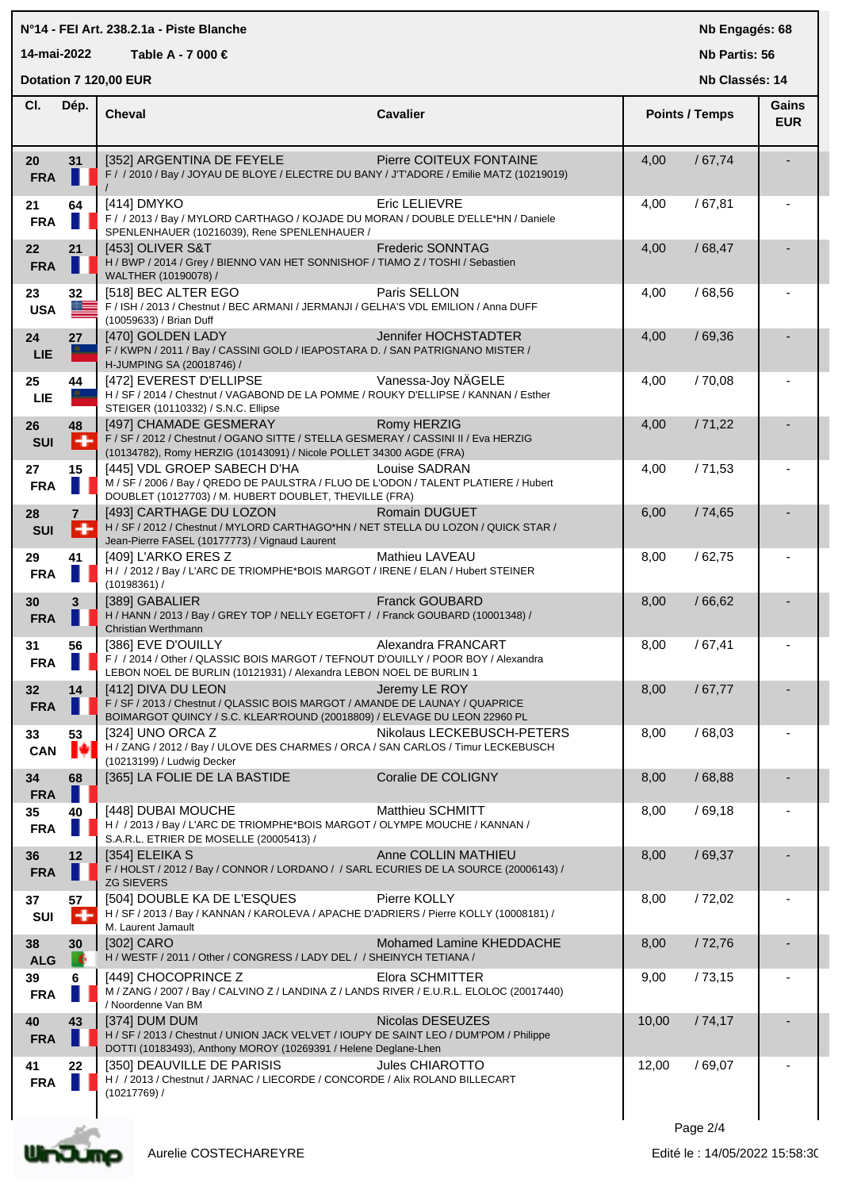N°14 - FEI Art. 238.2.1a - Piste Blanche

14-mai-2022 Table A - 7 000 €

Dotation 7 120,00 EUR

Nb Engagés: 68

Nb Partis: 56

Nb Classés: 14

| Cl. | Dép. | Cheval | Cavalier | Points / Temps | | Gains EUR |
|---|---|---|---|---|---|---|
| 20 FRA | 31 | [352] ARGENTINA DE FEYELE<br>F / / 2010 / Bay / JOYAU DE BLOYE / ELECTRE DU BANY / J'T'ADORE / Emilie MATZ (10219019) / | Pierre COITEUX FONTAINE | 4,00 | / 67,74 | - |
| 21 FRA | 64 | [414] DMYKO<br>F / / 2013 / Bay / MYLORD CARTHAGO / KOJADE DU MORAN / DOUBLE D'ELLE*HN / Daniele SPENLENHAUER (10216039), Rene SPENLENHAUER / | Eric LELIEVRE | 4,00 | / 67,81 | - |
| 22 FRA | 21 | [453] OLIVER S&T<br>H / BWP / 2014 / Grey / BIENNO VAN HET SONNISHOF / TIAMO Z / TOSHI / Sebastien WALTHER (10190078) / | Frederic SONNTAG | 4,00 | / 68,47 | - |
| 23 USA | 32 | [518] BEC ALTER EGO<br>F / ISH / 2013 / Chestnut / BEC ARMANI / JERMANJI / GELHA'S VDL EMILION / Anna DUFF (10059633) / Brian Duff | Paris SELLON | 4,00 | / 68,56 | - |
| 24 LIE | 27 | [470] GOLDEN LADY<br>F / KWPN / 2011 / Bay / CASSINI GOLD / IEAPOSTARA D. / SAN PATRIGNANO MISTER / H-JUMPING SA (20018746) / | Jennifer HOCHSTADTER | 4,00 | / 69,36 | - |
| 25 LIE | 44 | [472] EVEREST D'ELLIPSE<br>H / SF / 2014 / Chestnut / VAGABOND DE LA POMME / ROUKY D'ELLIPSE / KANNAN / Esther STEIGER (10110332) / S.N.C. Ellipse | Vanessa-Joy NÄGELE | 4,00 | / 70,08 | - |
| 26 SUI | 48 | [497] CHAMADE GESMERAY<br>F / SF / 2012 / Chestnut / OGANO SITTE / STELLA GESMERAY / CASSINI II / Eva HERZIG (10134782), Romy HERZIG (10143091) / Nicole POLLET 34300 AGDE (FRA) | Romy HERZIG | 4,00 | / 71,22 | - |
| 27 FRA | 15 | [445] VDL GROEP SABECH D'HA<br>M / SF / 2006 / Bay / QREDO DE PAULSTRA / FLUO DE L'ODON / TALENT PLATIERE / Hubert DOUBLET (10127703) / M. HUBERT DOUBLET, THEVILLE (FRA) | Louise SADRAN | 4,00 | / 71,53 | - |
| 28 SUI | 7 | [493] CARTHAGE DU LOZON<br>H / SF / 2012 / Chestnut / MYLORD CARTHAGO*HN / NET STELLA DU LOZON / QUICK STAR / Jean-Pierre FASEL (10177773) / Vignaud Laurent | Romain DUGUET | 6,00 | / 74,65 | - |
| 29 FRA | 41 | [409] L'ARKO ERES Z<br>H / / 2012 / Bay / L'ARC DE TRIOMPHE*BOIS MARGOT / IRENE / ELAN / Hubert STEINER (10198361) / | Mathieu LAVEAU | 8,00 | / 62,75 | - |
| 30 FRA | 3 | [389] GABALIER<br>H / HANN / 2013 / Bay / GREY TOP / NELLY EGETOFT / / Franck GOUBARD (10001348) / Christian Werthmann | Franck GOUBARD | 8,00 | / 66,62 | - |
| 31 FRA | 56 | [386] EVE D'OUILLY<br>F / / 2014 / Other / QLASSIC BOIS MARGOT / TEFNOUT D'OUILLY / POOR BOY / Alexandra LEBON NOEL DE BURLIN (10121931) / Alexandra LEBON NOEL DE BURLIN 1 | Alexandra FRANCART | 8,00 | / 67,41 | - |
| 32 FRA | 14 | [412] DIVA DU LEON<br>F / SF / 2013 / Chestnut / QLASSIC BOIS MARGOT / AMANDE DE LAUNAY / QUAPRICE BOIMARGOT QUINCY / S.C. KLEAR'ROUND (20018809) / ELEVAGE DU LEON 22960 PL | Jeremy LE ROY | 8,00 | / 67,77 | - |
| 33 CAN | 53 | [324] UNO ORCA Z<br>H / ZANG / 2012 / Bay / ULOVE DES CHARMES / ORCA / SAN CARLOS / Timur LECKEBUSCH (10213199) / Ludwig Decker | Nikolaus LECKEBUSCH-PETERS | 8,00 | / 68,03 | - |
| 34 FRA | 68 | [365] LA FOLIE DE LA BASTIDE | Coralie DE COLIGNY | 8,00 | / 68,88 | - |
| 35 FRA | 40 | [448] DUBAI MOUCHE<br>H / / 2013 / Bay / L'ARC DE TRIOMPHE*BOIS MARGOT / OLYMPE MOUCHE / KANNAN / S.A.R.L. ETRIER DE MOSELLE (20005413) / | Matthieu SCHMITT | 8,00 | / 69,18 | - |
| 36 FRA | 12 | [354] ELEIKA S<br>F / HOLST / 2012 / Bay / CONNOR / LORDANO / / SARL ECURIES DE LA SOURCE (20006143) / ZG SIEVERS | Anne COLLIN MATHIEU | 8,00 | / 69,37 | - |
| 37 SUI | 57 | [504] DOUBLE KA DE L'ESQUES<br>H / SF / 2013 / Bay / KANNAN / KAROLEVA / APACHE D'ADRIERS / Pierre KOLLY (10008181) / M. Laurent Jamault | Pierre KOLLY | 8,00 | / 72,02 | - |
| 38 ALG | 30 | [302] CARO<br>H / WESTF / 2011 / Other / CONGRESS / LADY DEL / / SHEINYCH TETIANA / | Mohamed Lamine KHEDDACHE | 8,00 | / 72,76 | - |
| 39 FRA | 6 | [449] CHOCOPRINCE Z<br>M / ZANG / 2007 / Bay / CALVINO Z / LANDINA Z / LANDS RIVER / E.U.R.L. ELOLOC (20017440) / Noordenne Van BM | Elora SCHMITTER | 9,00 | / 73,15 | - |
| 40 FRA | 43 | [374] DUM DUM<br>H / SF / 2013 / Chestnut / UNION JACK VELVET / IOUPY DE SAINT LEO / DUM'POM / Philippe DOTTI (10183493), Anthony MOROY (10269391) / Helene Deglane-Lhen | Nicolas DESEUZES | 10,00 | / 74,17 | - |
| 41 FRA | 22 | [350] DEAUVILLE DE PARISIS<br>H / / 2013 / Chestnut / JARNAC / LIECORDE / CONCORDE / Alix ROLAND BILLECART (10217769) / | Jules CHIAROTTO | 12,00 | / 69,07 | - |

Aurelie COSTECHAREYRE

Edité le : 14/05/2022 15:58:30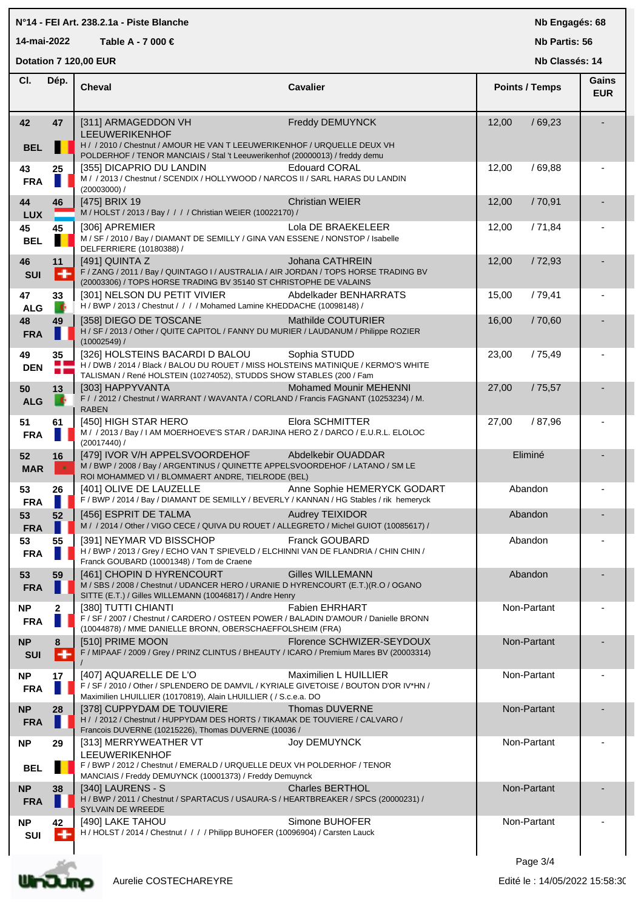N°14 - FEI Art. 238.2.1a - Piste Blanche

14-mai-2022 Table A - 7 000 €

Dotation 7 120,00 EUR

Nb Engagés: 68
Nb Partis: 56
Nb Classés: 14

| Cl. | Dép. | Cheval | Cavalier | Points / Temps | Gains EUR |
|---|---|---|---|---|---|
| 42 BEL | 47 | [311] ARMAGEDDON VH LEEUWERIKENHOF<br>H / / 2010 / Chestnut / AMOUR HE VAN T LEEUWERIKENHOF / URQUELLE DEUX VH POLDERHOF / TENOR MANCIAIS / Stal 't Leeuwerikenhof (20000013) / freddy demu | Freddy DEMUYNCK | 12,00 / 69,23 | - |
| 43 FRA | 25 | [355] DICAPRIO DU LANDIN<br>M / / 2013 / Chestnut / SCENDIX / HOLLYWOOD / NARCOS II / SARL HARAS DU LANDIN (20003000) / | Edouard CORAL | 12,00 / 69,88 | - |
| 44 LUX | 46 | [475] BRIX 19<br>M / HOLST / 2013 / Bay / / / / Christian WEIER (10022170) / | Christian WEIER | 12,00 / 70,91 | - |
| 45 BEL | 45 | [306] APREMIER<br>M / SF / 2010 / Bay / DIAMANT DE SEMILLY / GINA VAN ESSENE / NONSTOP / Isabelle DELFERRIERE (10180388) / | Lola DE BRAEKELEER | 12,00 / 71,84 | - |
| 46 SUI | 11 | [491] QUINTA Z<br>F / ZANG / 2011 / Bay / QUINTAGO I / AUSTRALIA / AIR JORDAN / TOPS HORSE TRADING BV (20003306) / TOPS HORSE TRADING BV 35140 ST CHRISTOPHE DE VALAINS | Johana CATHREIN | 12,00 / 72,93 | - |
| 47 ALG | 33 | [301] NELSON DU PETIT VIVIER<br>H / BWP / 2013 / Chestnut / / / / Mohamed Lamine KHEDDACHE (10098148) / | Abdelkader BENHARRATS | 15,00 / 79,41 | - |
| 48 FRA | 49 | [358] DIEGO DE TOSCANE<br>H / SF / 2013 / Other / QUITE CAPITOL / FANNY DU MURIER / LAUDANUM / Philippe ROZIER (10002549) / | Mathilde COUTURIER | 16,00 / 70,60 | - |
| 49 DEN | 35 | [326] HOLSTEINS BACARDI D BALOU<br>H / DWB / 2014 / Black / BALOU DU ROUET / MISS HOLSTEINS MATINIQUE / KERMO'S WHITE TALISMAN / René HOLSTEIN (10274052), STUDDS SHOW STABLES (200 / Fam | Sophia STUDD | 23,00 / 75,49 | - |
| 50 ALG | 13 | [303] HAPPYVANTA<br>F / / 2012 / Chestnut / WARRANT / WAVANTA / CORLAND / Francis FAGNANT (10253234) / M. RABEN | Mohamed Mounir MEHENNI | 27,00 / 75,57 | - |
| 51 FRA | 61 | [450] HIGH STAR HERO<br>M / / 2013 / Bay / I AM MOERHOEVE'S STAR / DARJINA HERO Z / DARCO / E.U.R.L. ELOLOC (20017440) / | Elora SCHMITTER | 27,00 / 87,96 | - |
| 52 MAR | 16 | [479] IVOR V/H APPELSVOORDEHOF<br>M / BWP / 2008 / Bay / ARGENTINUS / QUINETTE APPELSVOORDEHOF / LATANO / SM LE ROI MOHAMMED VI / BLOMMAERT ANDRE, TIELRODE (BEL) | Abdelkebir OUADDAR | Eliminé | - |
| 53 FRA | 26 | [401] OLIVE DE LAUZELLE<br>F / BWP / 2014 / Bay / DIAMANT DE SEMILLY / BEVERLY / KANNAN / HG Stables / rik hemeryck | Anne Sophie HEMERYCK GODART | Abandon | - |
| 53 FRA | 52 | [456] ESPRIT DE TALMA<br>M / / 2014 / Other / VIGO CECE / QUIVA DU ROUET / ALLEGRETO / Michel GUIOT (10085617) / | Audrey TEIXIDOR | Abandon | - |
| 53 FRA | 55 | [391] NEYMAR VD BISSCHOP<br>H / BWP / 2013 / Grey / ECHO VAN T SPIEVELD / ELCHINNI VAN DE FLANDRIA / CHIN CHIN / Franck GOUBARD (10001348) / Tom de Craene | Franck GOUBARD | Abandon | - |
| 53 FRA | 59 | [461] CHOPIN D HYRENCOURT<br>M / SBS / 2008 / Chestnut / UDANCER HERO / URANIE D HYRENCOURT (E.T.)(R.O / OGANO SITTE (E.T.) / Gilles WILLEMANN (10046817) / Andre Henry | Gilles WILLEMANN | Abandon | - |
| NP FRA | 2 | [380] TUTTI CHIANTI<br>F / SF / 2007 / Chestnut / CARDERO / OSTEEN POWER / BALADIN D'AMOUR / Danielle BRONN (10044878) / MME DANIELLE BRONN, OBERSCHAEFFOLSHEIM (FRA) | Fabien EHRHART | Non-Partant | - |
| NP SUI | 8 | [510] PRIME MOON<br>F / MIPAAF / 2009 / Grey / PRINZ CLINTUS / BHEAUTY / ICARO / Premium Mares BV (20003314) / | Florence SCHWIZER-SEYDOUX | Non-Partant | - |
| NP FRA | 17 | [407] AQUARELLE DE L'O<br>F / SF / 2010 / Other / SPLENDERO DE DAMVIL / KYRIALE GIVETOISE / BOUTON D'OR IV*HN / Maximilien LHUILLIER (10170819), Alain LHUILLIER ( / S.c.e.a. DO | Maximilien L HUILLIER | Non-Partant | - |
| NP FRA | 28 | [378] CUPPYDAM DE TOUVIERE<br>H / / 2012 / Chestnut / HUPPYDAM DES HORTS / TIKAMAK DE TOUVIERE / CALVARO / Francois DUVERNE (10215226), Thomas DUVERNE (10036 / | Thomas DUVERNE | Non-Partant | - |
| NP BEL | 29 | [313] MERRYWEATHER VT LEEUWERIKENHOF<br>F / BWP / 2012 / Chestnut / EMERALD / URQUELLE DEUX VH POLDERHOF / TENOR MANCIAIS / Freddy DEMUYNCK (10001373) / Freddy Demuynck | Joy DEMUYNCK | Non-Partant | - |
| NP FRA | 38 | [340] LAURENS - S<br>H / BWP / 2011 / Chestnut / SPARTACUS / USAURA-S / HEARTBREAKER / SPCS (20000231) / SYLVAIN DE WREEDE | Charles BERTHOL | Non-Partant | - |
| NP SUI | 42 | [490] LAKE TAHOU<br>H / HOLST / 2014 / Chestnut / / / / Philipp BUHOFER (10096904) / Carsten Lauck | Simone BUHOFER | Non-Partant | - |

Aurelie COSTECHAREYRE

Edité le : 14/05/2022 15:58:30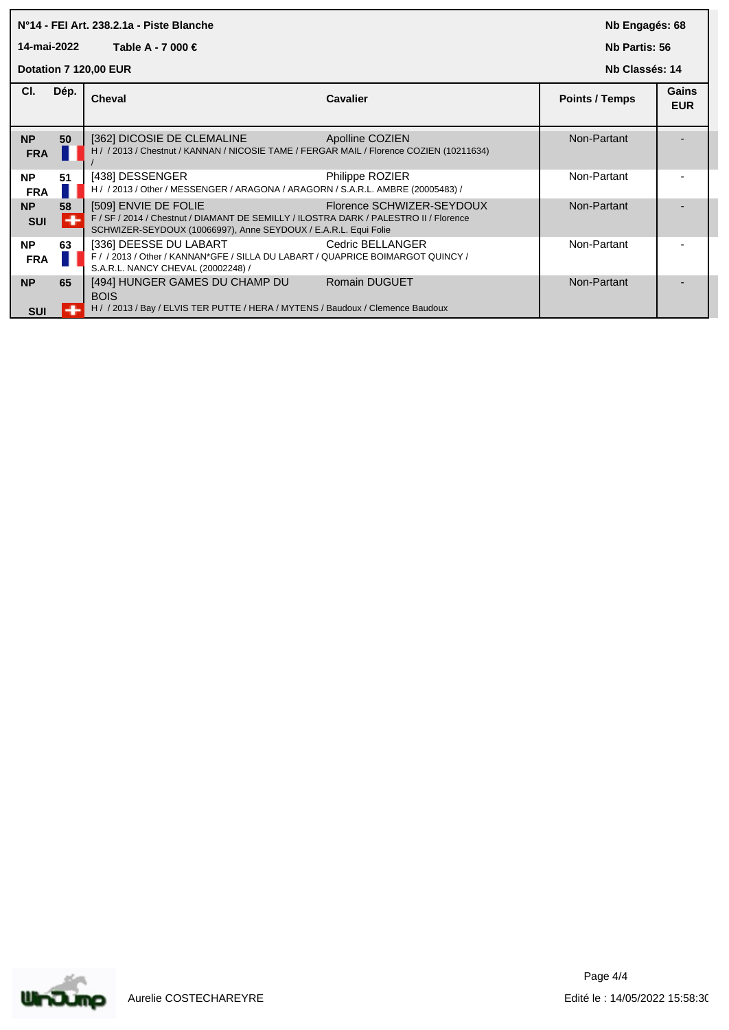**N°14 - FEI Art. 238.2.1a - Piste Blanche**

**14-mai-2022** **Table A - 7 000 €**

**Dotation 7 120,00 EUR**

**Nb Engagés: 68**
**Nb Partis: 56**
**Nb Classés: 14**

| Cl. | Dép. | Cheval | Cavalier | Points / Temps | Gains EUR |
|---|---|---|---|---|---|
| NP FRA | 50 | [362] DICOSIE DE CLEMALINE<br>H / / 2013 / Chestnut / KANNAN / NICOSIE TAME / FERGAR MAIL / Florence COZIEN (10211634) / | Apolline COZIEN | Non-Partant | - |
| NP FRA | 51 | [438] DESSENGER<br>H / / 2013 / Other / MESSENGER / ARAGONA / ARAGORN / S.A.R.L. AMBRE (20005483) / | Philippe ROZIER | Non-Partant | - |
| NP SUI | 58 | [509] ENVIE DE FOLIE<br>F / SF / 2014 / Chestnut / DIAMANT DE SEMILLY / ILOSTRA DARK / PALESTRO II / Florence SCHWIZER-SEYDOUX (10066997), Anne SEYDOUX / E.A.R.L. Equi Folie | Florence SCHWIZER-SEYDOUX | Non-Partant | - |
| NP FRA | 63 | [336] DEESSE DU LABART<br>F / / 2013 / Other / KANNAN*GFE / SILLA DU LABART / QUAPRICE BOIMARGOT QUINCY / S.A.R.L. NANCY CHEVAL (20002248) / | Cedric BELLANGER | Non-Partant | - |
| NP SUI | 65 | [494] HUNGER GAMES DU CHAMP DU BOIS<br>H / / 2013 / Bay / ELVIS TER PUTTE / HERA / MYTENS / Baudoux / Clemence Baudoux | Romain DUGUET | Non-Partant | - |

Aurelie COSTECHAREYRE

Edité le : 14/05/2022 15:58:30